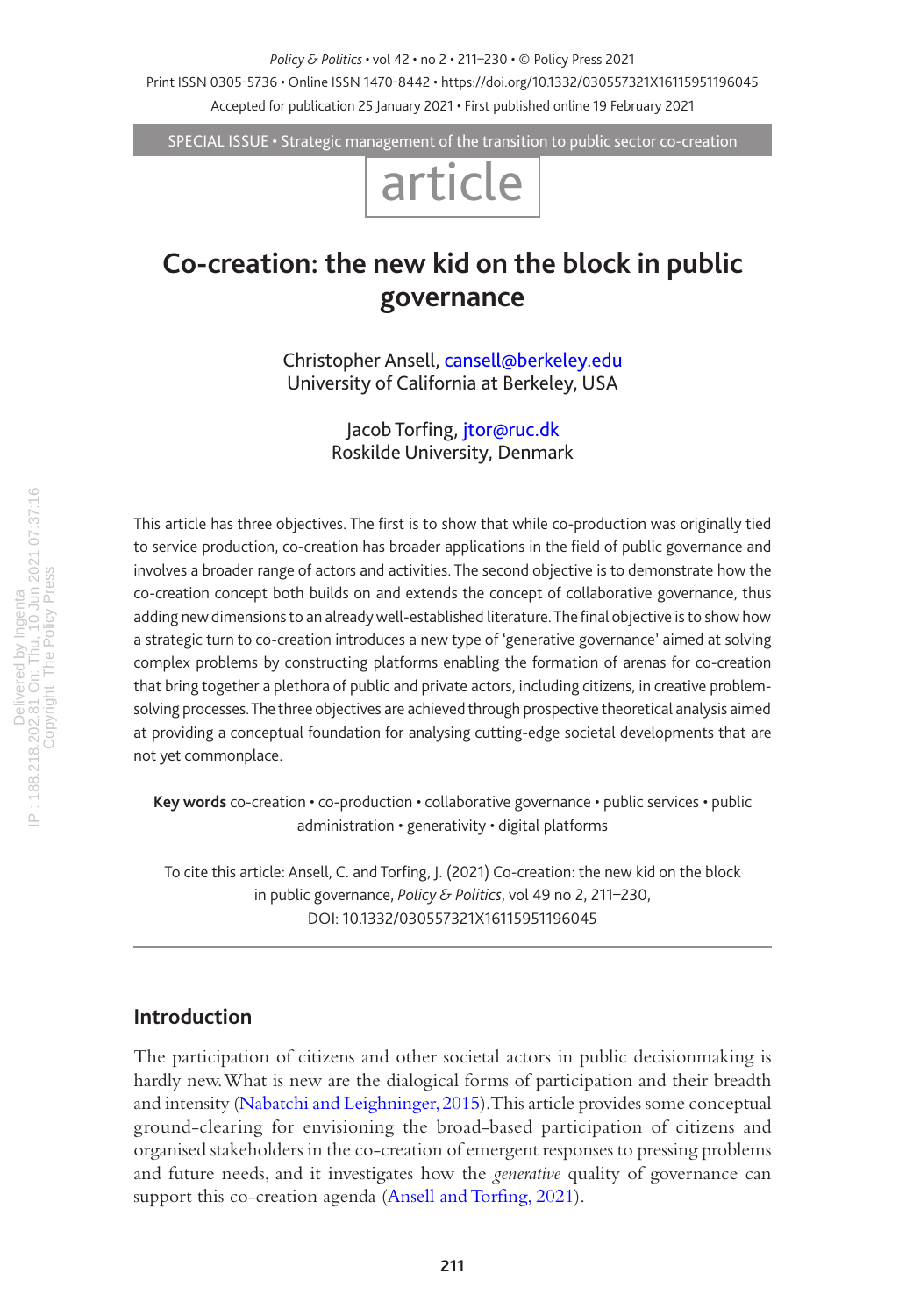SPECIAL ISSUE • Strategic management of the transition to public sector co-creation

article

# Co-creation: the new kid on the block in public governance

Christopher Ansell, cansell@berkeley.edu
University of California at Berkeley, USA

Jacob Torfing, jtor@ruc.dk
Roskilde University, Denmark

This article has three objectives. The first is to show that while co-production was originally tied to service production, co-creation has broader applications in the field of public governance and involves a broader range of actors and activities. The second objective is to demonstrate how the co-creation concept both builds on and extends the concept of collaborative governance, thus adding new dimensions to an already well-established literature. The final objective is to show how a strategic turn to co-creation introduces a new type of 'generative governance' aimed at solving complex problems by constructing platforms enabling the formation of arenas for co-creation that bring together a plethora of public and private actors, including citizens, in creative problem-solving processes. The three objectives are achieved through prospective theoretical analysis aimed at providing a conceptual foundation for analysing cutting-edge societal developments that are not yet commonplace.

**Key words** co-creation • co-production • collaborative governance • public services • public administration • generativity • digital platforms

To cite this article: Ansell, C. and Torfing, J. (2021) Co-creation: the new kid on the block in public governance, *Policy & Politics*, vol 49 no 2, 211–230, DOI: 10.1332/030557321X16115951196045

## Introduction

The participation of citizens and other societal actors in public decisionmaking is hardly new. What is new are the dialogical forms of participation and their breadth and intensity (Nabatchi and Leighninger, 2015). This article provides some conceptual ground-clearing for envisioning the broad-based participation of citizens and organised stakeholders in the co-creation of emergent responses to pressing problems and future needs, and it investigates how the *generative* quality of governance can support this co-creation agenda (Ansell and Torfing, 2021).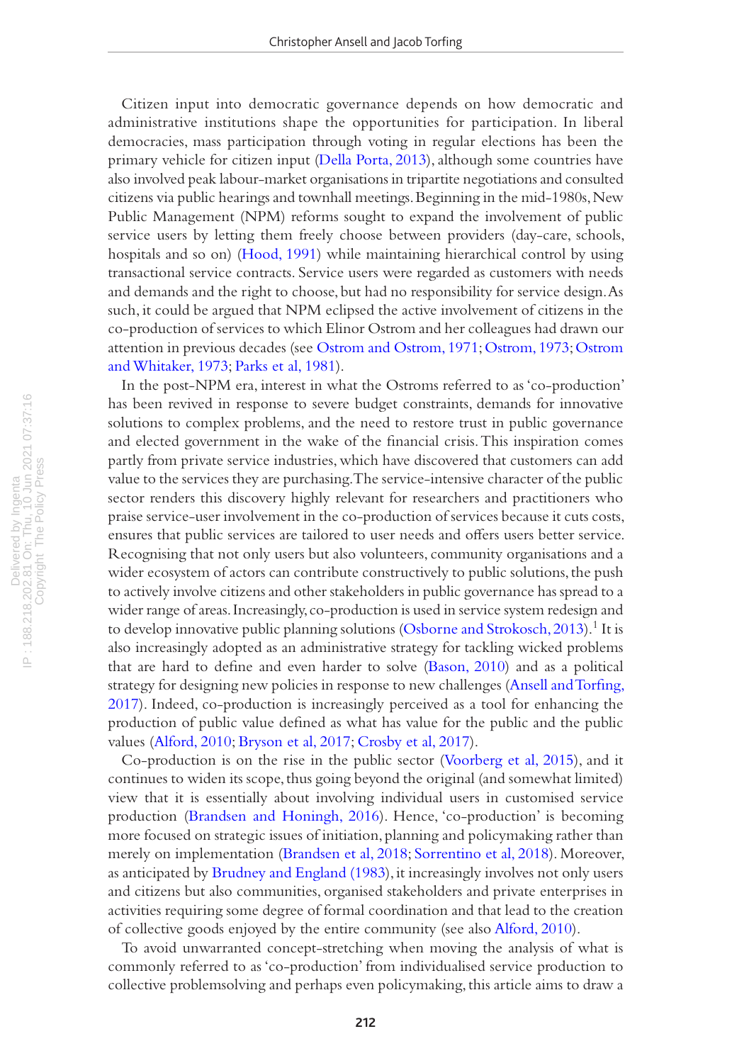Citizen input into democratic governance depends on how democratic and administrative institutions shape the opportunities for participation. In liberal democracies, mass participation through voting in regular elections has been the primary vehicle for citizen input (Della Porta, 2013), although some countries have also involved peak labour-market organisations in tripartite negotiations and consulted citizens via public hearings and townhall meetings. Beginning in the mid-1980s, New Public Management (NPM) reforms sought to expand the involvement of public service users by letting them freely choose between providers (day-care, schools, hospitals and so on) (Hood, 1991) while maintaining hierarchical control by using transactional service contracts. Service users were regarded as customers with needs and demands and the right to choose, but had no responsibility for service design. As such, it could be argued that NPM eclipsed the active involvement of citizens in the co-production of services to which Elinor Ostrom and her colleagues had drawn our attention in previous decades (see Ostrom and Ostrom, 1971; Ostrom, 1973; Ostrom and Whitaker, 1973; Parks et al, 1981).

In the post-NPM era, interest in what the Ostroms referred to as 'co-production' has been revived in response to severe budget constraints, demands for innovative solutions to complex problems, and the need to restore trust in public governance and elected government in the wake of the financial crisis. This inspiration comes partly from private service industries, which have discovered that customers can add value to the services they are purchasing. The service-intensive character of the public sector renders this discovery highly relevant for researchers and practitioners who praise service-user involvement in the co-production of services because it cuts costs, ensures that public services are tailored to user needs and offers users better service. Recognising that not only users but also volunteers, community organisations and a wider ecosystem of actors can contribute constructively to public solutions, the push to actively involve citizens and other stakeholders in public governance has spread to a wider range of areas. Increasingly, co-production is used in service system redesign and to develop innovative public planning solutions (Osborne and Strokosch, 2013).[1] It is also increasingly adopted as an administrative strategy for tackling wicked problems that are hard to define and even harder to solve (Bason, 2010) and as a political strategy for designing new policies in response to new challenges (Ansell and Torfing, 2017). Indeed, co-production is increasingly perceived as a tool for enhancing the production of public value defined as what has value for the public and the public values (Alford, 2010; Bryson et al, 2017; Crosby et al, 2017).

Co-production is on the rise in the public sector (Voorberg et al, 2015), and it continues to widen its scope, thus going beyond the original (and somewhat limited) view that it is essentially about involving individual users in customised service production (Brandsen and Honingh, 2016). Hence, 'co-production' is becoming more focused on strategic issues of initiation, planning and policymaking rather than merely on implementation (Brandsen et al, 2018; Sorrentino et al, 2018). Moreover, as anticipated by Brudney and England (1983), it increasingly involves not only users and citizens but also communities, organised stakeholders and private enterprises in activities requiring some degree of formal coordination and that lead to the creation of collective goods enjoyed by the entire community (see also Alford, 2010).

To avoid unwarranted concept-stretching when moving the analysis of what is commonly referred to as 'co-production' from individualised service production to collective problemsolving and perhaps even policymaking, this article aims to draw a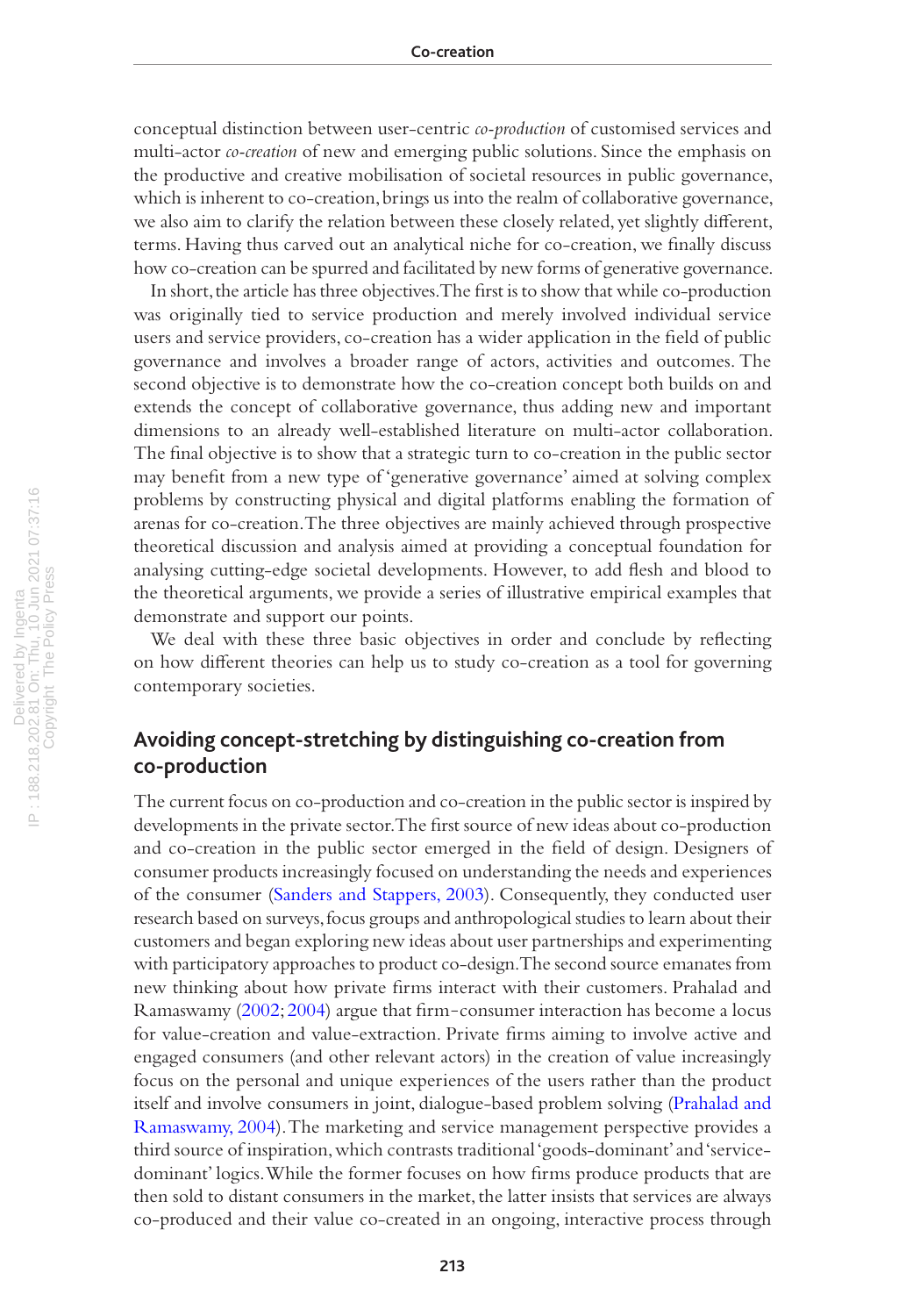conceptual distinction between user-centric *co-production* of customised services and multi-actor *co-creation* of new and emerging public solutions. Since the emphasis on the productive and creative mobilisation of societal resources in public governance, which is inherent to co-creation, brings us into the realm of collaborative governance, we also aim to clarify the relation between these closely related, yet slightly different, terms. Having thus carved out an analytical niche for co-creation, we finally discuss how co-creation can be spurred and facilitated by new forms of generative governance.

In short, the article has three objectives. The first is to show that while co-production was originally tied to service production and merely involved individual service users and service providers, co-creation has a wider application in the field of public governance and involves a broader range of actors, activities and outcomes. The second objective is to demonstrate how the co-creation concept both builds on and extends the concept of collaborative governance, thus adding new and important dimensions to an already well-established literature on multi-actor collaboration. The final objective is to show that a strategic turn to co-creation in the public sector may benefit from a new type of 'generative governance' aimed at solving complex problems by constructing physical and digital platforms enabling the formation of arenas for co-creation. The three objectives are mainly achieved through prospective theoretical discussion and analysis aimed at providing a conceptual foundation for analysing cutting-edge societal developments. However, to add flesh and blood to the theoretical arguments, we provide a series of illustrative empirical examples that demonstrate and support our points.

We deal with these three basic objectives in order and conclude by reflecting on how different theories can help us to study co-creation as a tool for governing contemporary societies.

## Avoiding concept-stretching by distinguishing co-creation from co-production

The current focus on co-production and co-creation in the public sector is inspired by developments in the private sector. The first source of new ideas about co-production and co-creation in the public sector emerged in the field of design. Designers of consumer products increasingly focused on understanding the needs and experiences of the consumer (Sanders and Stappers, 2003). Consequently, they conducted user research based on surveys, focus groups and anthropological studies to learn about their customers and began exploring new ideas about user partnerships and experimenting with participatory approaches to product co-design. The second source emanates from new thinking about how private firms interact with their customers. Prahalad and Ramaswamy (2002; 2004) argue that firm-consumer interaction has become a locus for value-creation and value-extraction. Private firms aiming to involve active and engaged consumers (and other relevant actors) in the creation of value increasingly focus on the personal and unique experiences of the users rather than the product itself and involve consumers in joint, dialogue-based problem solving (Prahalad and Ramaswamy, 2004). The marketing and service management perspective provides a third source of inspiration, which contrasts traditional 'goods-dominant' and 'service-dominant' logics. While the former focuses on how firms produce products that are then sold to distant consumers in the market, the latter insists that services are always co-produced and their value co-created in an ongoing, interactive process through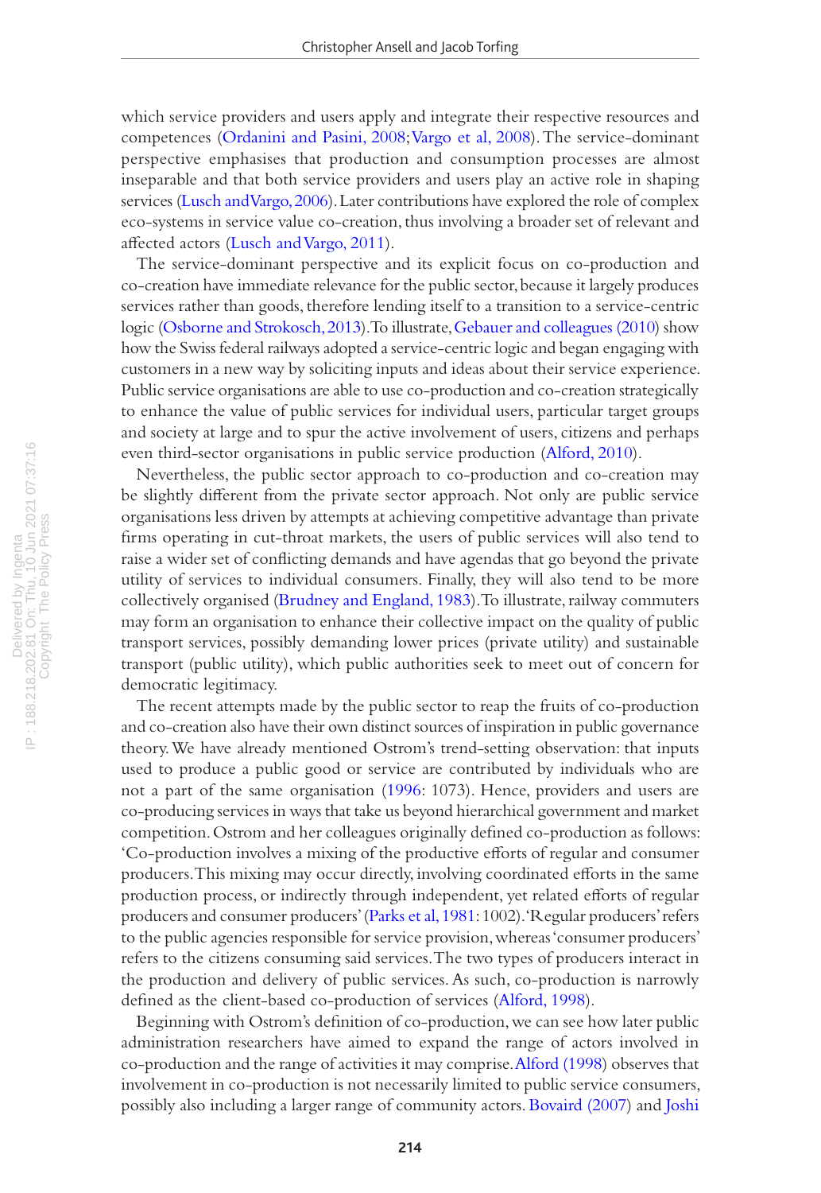which service providers and users apply and integrate their respective resources and competences (Ordanini and Pasini, 2008; Vargo et al, 2008). The service-dominant perspective emphasises that production and consumption processes are almost inseparable and that both service providers and users play an active role in shaping services (Lusch and Vargo, 2006). Later contributions have explored the role of complex eco-systems in service value co-creation, thus involving a broader set of relevant and affected actors (Lusch and Vargo, 2011).

The service-dominant perspective and its explicit focus on co-production and co-creation have immediate relevance for the public sector, because it largely produces services rather than goods, therefore lending itself to a transition to a service-centric logic (Osborne and Strokosch, 2013). To illustrate, Gebauer and colleagues (2010) show how the Swiss federal railways adopted a service-centric logic and began engaging with customers in a new way by soliciting inputs and ideas about their service experience. Public service organisations are able to use co-production and co-creation strategically to enhance the value of public services for individual users, particular target groups and society at large and to spur the active involvement of users, citizens and perhaps even third-sector organisations in public service production (Alford, 2010).

Nevertheless, the public sector approach to co-production and co-creation may be slightly different from the private sector approach. Not only are public service organisations less driven by attempts at achieving competitive advantage than private firms operating in cut-throat markets, the users of public services will also tend to raise a wider set of conflicting demands and have agendas that go beyond the private utility of services to individual consumers. Finally, they will also tend to be more collectively organised (Brudney and England, 1983). To illustrate, railway commuters may form an organisation to enhance their collective impact on the quality of public transport services, possibly demanding lower prices (private utility) and sustainable transport (public utility), which public authorities seek to meet out of concern for democratic legitimacy.

The recent attempts made by the public sector to reap the fruits of co-production and co-creation also have their own distinct sources of inspiration in public governance theory. We have already mentioned Ostrom's trend-setting observation: that inputs used to produce a public good or service are contributed by individuals who are not a part of the same organisation (1996: 1073). Hence, providers and users are co-producing services in ways that take us beyond hierarchical government and market competition. Ostrom and her colleagues originally defined co-production as follows: 'Co-production involves a mixing of the productive efforts of regular and consumer producers. This mixing may occur directly, involving coordinated efforts in the same production process, or indirectly through independent, yet related efforts of regular producers and consumer producers' (Parks et al, 1981: 1002). 'Regular producers' refers to the public agencies responsible for service provision, whereas 'consumer producers' refers to the citizens consuming said services. The two types of producers interact in the production and delivery of public services. As such, co-production is narrowly defined as the client-based co-production of services (Alford, 1998).

Beginning with Ostrom's definition of co-production, we can see how later public administration researchers have aimed to expand the range of actors involved in co-production and the range of activities it may comprise. Alford (1998) observes that involvement in co-production is not necessarily limited to public service consumers, possibly also including a larger range of community actors. Bovaird (2007) and Joshi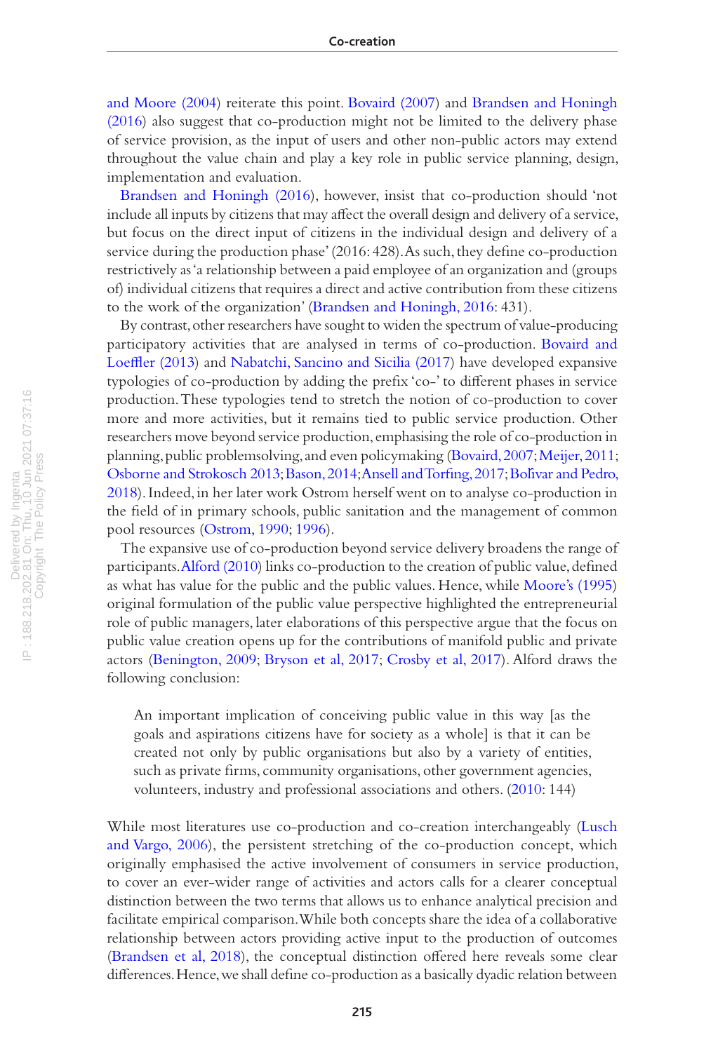and Moore (2004) reiterate this point. Bovaird (2007) and Brandsen and Honingh (2016) also suggest that co-production might not be limited to the delivery phase of service provision, as the input of users and other non-public actors may extend throughout the value chain and play a key role in public service planning, design, implementation and evaluation.

Brandsen and Honingh (2016), however, insist that co-production should 'not include all inputs by citizens that may affect the overall design and delivery of a service, but focus on the direct input of citizens in the individual design and delivery of a service during the production phase' (2016: 428). As such, they define co-production restrictively as 'a relationship between a paid employee of an organization and (groups of) individual citizens that requires a direct and active contribution from these citizens to the work of the organization' (Brandsen and Honingh, 2016: 431).

By contrast, other researchers have sought to widen the spectrum of value-producing participatory activities that are analysed in terms of co-production. Bovaird and Loeffler (2013) and Nabatchi, Sancino and Sicilia (2017) have developed expansive typologies of co-production by adding the prefix 'co-' to different phases in service production. These typologies tend to stretch the notion of co-production to cover more and more activities, but it remains tied to public service production. Other researchers move beyond service production, emphasising the role of co-production in planning, public problemsolving, and even policymaking (Bovaird, 2007; Meijer, 2011; Osborne and Strokosch 2013; Bason, 2014; Ansell and Torfing, 2017; Bolívar and Pedro, 2018). Indeed, in her later work Ostrom herself went on to analyse co-production in the field of in primary schools, public sanitation and the management of common pool resources (Ostrom, 1990; 1996).

The expansive use of co-production beyond service delivery broadens the range of participants. Alford (2010) links co-production to the creation of public value, defined as what has value for the public and the public values. Hence, while Moore's (1995) original formulation of the public value perspective highlighted the entrepreneurial role of public managers, later elaborations of this perspective argue that the focus on public value creation opens up for the contributions of manifold public and private actors (Benington, 2009; Bryson et al, 2017; Crosby et al, 2017). Alford draws the following conclusion:

> An important implication of conceiving public value in this way [as the goals and aspirations citizens have for society as a whole] is that it can be created not only by public organisations but also by a variety of entities, such as private firms, community organisations, other government agencies, volunteers, industry and professional associations and others. (2010: 144)

While most literatures use co-production and co-creation interchangeably (Lusch and Vargo, 2006), the persistent stretching of the co-production concept, which originally emphasised the active involvement of consumers in service production, to cover an ever-wider range of activities and actors calls for a clearer conceptual distinction between the two terms that allows us to enhance analytical precision and facilitate empirical comparison. While both concepts share the idea of a collaborative relationship between actors providing active input to the production of outcomes (Brandsen et al, 2018), the conceptual distinction offered here reveals some clear differences. Hence, we shall define co-production as a basically dyadic relation between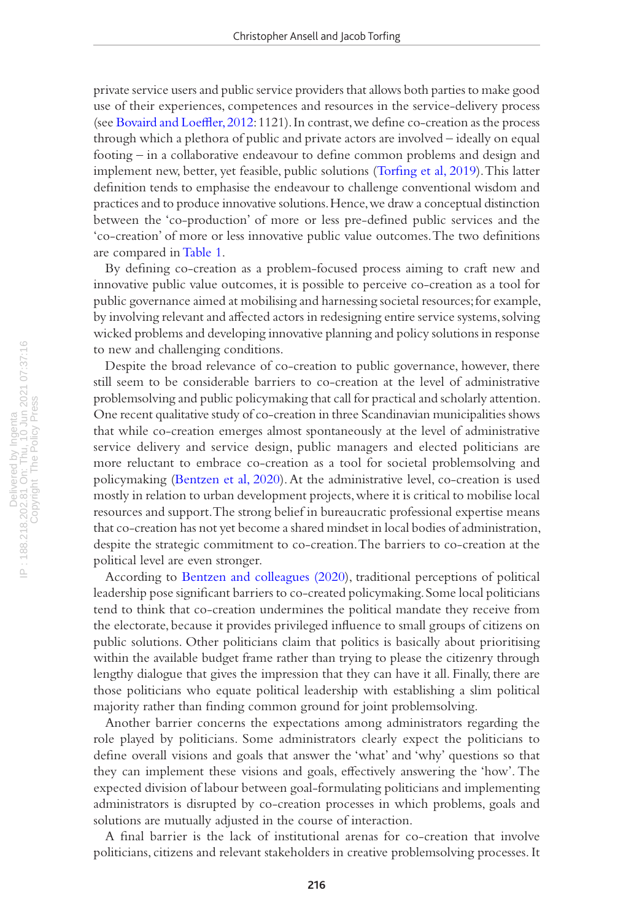private service users and public service providers that allows both parties to make good use of their experiences, competences and resources in the service-delivery process (see Bovaird and Loeffler, 2012: 1121). In contrast, we define co-creation as the process through which a plethora of public and private actors are involved – ideally on equal footing – in a collaborative endeavour to define common problems and design and implement new, better, yet feasible, public solutions (Torfing et al, 2019). This latter definition tends to emphasise the endeavour to challenge conventional wisdom and practices and to produce innovative solutions. Hence, we draw a conceptual distinction between the 'co-production' of more or less pre-defined public services and the 'co-creation' of more or less innovative public value outcomes. The two definitions are compared in Table 1.

By defining co-creation as a problem-focused process aiming to craft new and innovative public value outcomes, it is possible to perceive co-creation as a tool for public governance aimed at mobilising and harnessing societal resources; for example, by involving relevant and affected actors in redesigning entire service systems, solving wicked problems and developing innovative planning and policy solutions in response to new and challenging conditions.

Despite the broad relevance of co-creation to public governance, however, there still seem to be considerable barriers to co-creation at the level of administrative problemsolving and public policymaking that call for practical and scholarly attention. One recent qualitative study of co-creation in three Scandinavian municipalities shows that while co-creation emerges almost spontaneously at the level of administrative service delivery and service design, public managers and elected politicians are more reluctant to embrace co-creation as a tool for societal problemsolving and policymaking (Bentzen et al, 2020). At the administrative level, co-creation is used mostly in relation to urban development projects, where it is critical to mobilise local resources and support. The strong belief in bureaucratic professional expertise means that co-creation has not yet become a shared mindset in local bodies of administration, despite the strategic commitment to co-creation. The barriers to co-creation at the political level are even stronger.

According to Bentzen and colleagues (2020), traditional perceptions of political leadership pose significant barriers to co-created policymaking. Some local politicians tend to think that co-creation undermines the political mandate they receive from the electorate, because it provides privileged influence to small groups of citizens on public solutions. Other politicians claim that politics is basically about prioritising within the available budget frame rather than trying to please the citizenry through lengthy dialogue that gives the impression that they can have it all. Finally, there are those politicians who equate political leadership with establishing a slim political majority rather than finding common ground for joint problemsolving.

Another barrier concerns the expectations among administrators regarding the role played by politicians. Some administrators clearly expect the politicians to define overall visions and goals that answer the 'what' and 'why' questions so that they can implement these visions and goals, effectively answering the 'how'. The expected division of labour between goal-formulating politicians and implementing administrators is disrupted by co-creation processes in which problems, goals and solutions are mutually adjusted in the course of interaction.

A final barrier is the lack of institutional arenas for co-creation that involve politicians, citizens and relevant stakeholders in creative problemsolving processes. It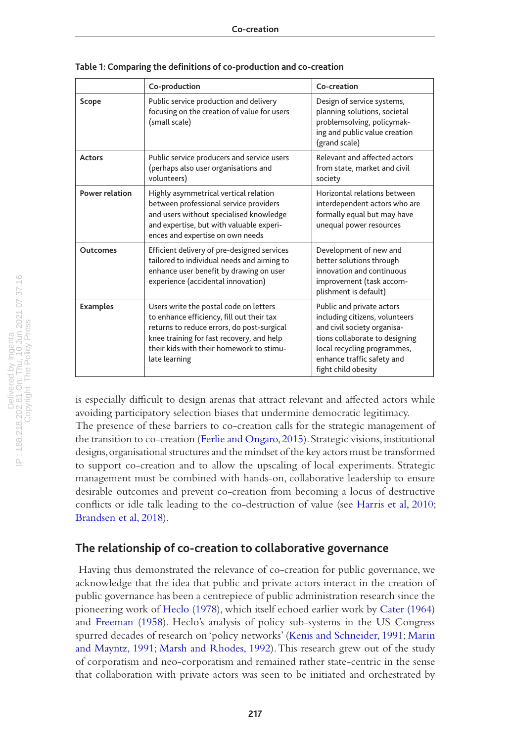**Table 1: Comparing the definitions of co-production and co-creation**

| | Co-production | Co-creation |
|---|---|---|
| **Scope** | Public service production and delivery focusing on the creation of value for users (small scale) | Design of service systems, planning solutions, societal problemsolving, policymaking and public value creation (grand scale) |
| **Actors** | Public service producers and service users (perhaps also user organisations and volunteers) | Relevant and affected actors from state, market and civil society |
| **Power relation** | Highly asymmetrical vertical relation between professional service providers and users without specialised knowledge and expertise, but with valuable experiences and expertise on own needs | Horizontal relations between interdependent actors who are formally equal but may have unequal power resources |
| **Outcomes** | Efficient delivery of pre-designed services tailored to individual needs and aiming to enhance user benefit by drawing on user experience (accidental innovation) | Development of new and better solutions through innovation and continuous improvement (task accomplishment is default) |
| **Examples** | Users write the postal code on letters to enhance efficiency, fill out their tax returns to reduce errors, do post-surgical knee training for fast recovery, and help their kids with their homework to stimulate learning | Public and private actors including citizens, volunteers and civil society organisations collaborate to designing local recycling programmes, enhance traffic safety and fight child obesity |

is especially difficult to design arenas that attract relevant and affected actors while avoiding participatory selection biases that undermine democratic legitimacy.

The presence of these barriers to co-creation calls for the strategic management of the transition to co-creation (Ferlie and Ongaro, 2015). Strategic visions, institutional designs, organisational structures and the mindset of the key actors must be transformed to support co-creation and to allow the upscaling of local experiments. Strategic management must be combined with hands-on, collaborative leadership to ensure desirable outcomes and prevent co-creation from becoming a locus of destructive conflicts or idle talk leading to the co-destruction of value (see Harris et al, 2010; Brandsen et al, 2018).

## The relationship of co-creation to collaborative governance

Having thus demonstrated the relevance of co-creation for public governance, we acknowledge that the idea that public and private actors interact in the creation of public governance has been a centrepiece of public administration research since the pioneering work of Heclo (1978), which itself echoed earlier work by Cater (1964) and Freeman (1958). Heclo's analysis of policy sub-systems in the US Congress spurred decades of research on 'policy networks' (Kenis and Schneider, 1991; Marin and Mayntz, 1991; Marsh and Rhodes, 1992). This research grew out of the study of corporatism and neo-corporatism and remained rather state-centric in the sense that collaboration with private actors was seen to be initiated and orchestrated by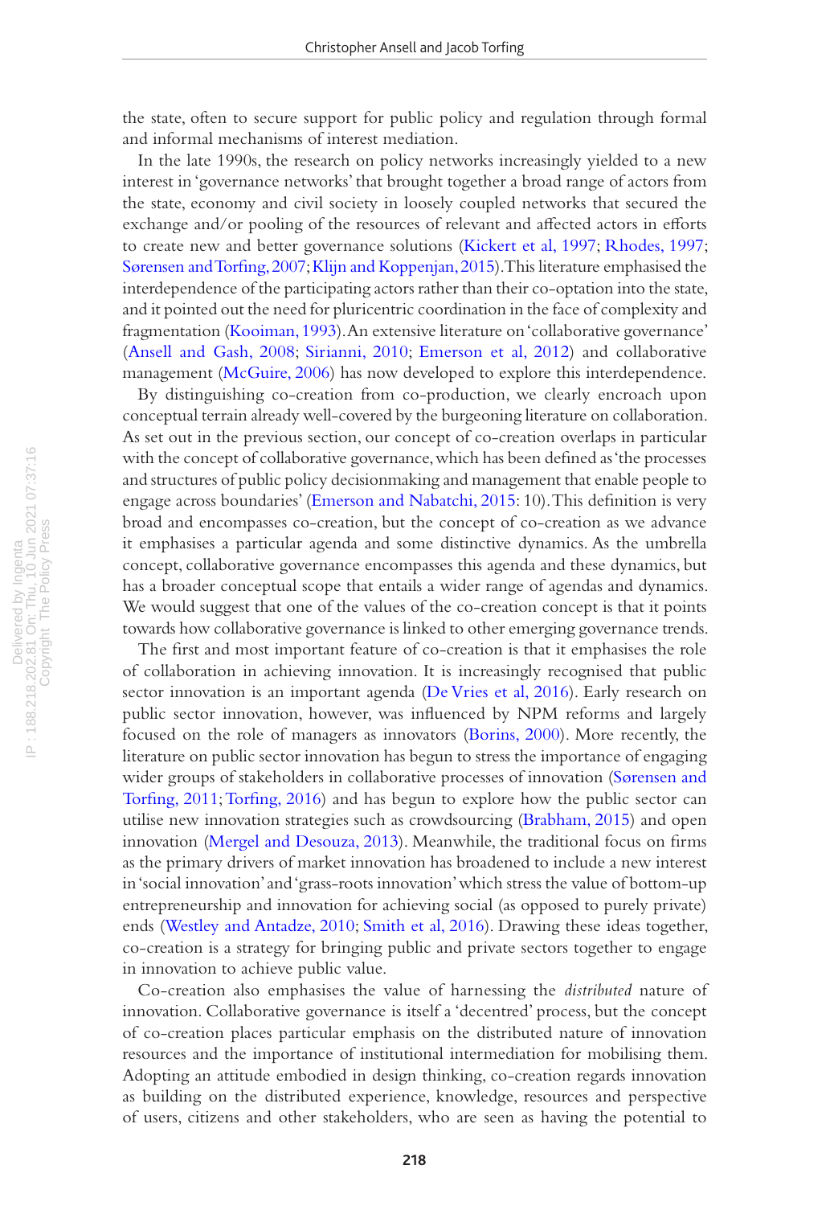the state, often to secure support for public policy and regulation through formal and informal mechanisms of interest mediation.

In the late 1990s, the research on policy networks increasingly yielded to a new interest in 'governance networks' that brought together a broad range of actors from the state, economy and civil society in loosely coupled networks that secured the exchange and/or pooling of the resources of relevant and affected actors in efforts to create new and better governance solutions (Kickert et al, 1997; Rhodes, 1997; Sørensen and Torfing, 2007; Klijn and Koppenjan, 2015). This literature emphasised the interdependence of the participating actors rather than their co-optation into the state, and it pointed out the need for pluricentric coordination in the face of complexity and fragmentation (Kooiman, 1993). An extensive literature on 'collaborative governance' (Ansell and Gash, 2008; Sirianni, 2010; Emerson et al, 2012) and collaborative management (McGuire, 2006) has now developed to explore this interdependence.

By distinguishing co-creation from co-production, we clearly encroach upon conceptual terrain already well-covered by the burgeoning literature on collaboration. As set out in the previous section, our concept of co-creation overlaps in particular with the concept of collaborative governance, which has been defined as 'the processes and structures of public policy decisionmaking and management that enable people to engage across boundaries' (Emerson and Nabatchi, 2015: 10). This definition is very broad and encompasses co-creation, but the concept of co-creation as we advance it emphasises a particular agenda and some distinctive dynamics. As the umbrella concept, collaborative governance encompasses this agenda and these dynamics, but has a broader conceptual scope that entails a wider range of agendas and dynamics. We would suggest that one of the values of the co-creation concept is that it points towards how collaborative governance is linked to other emerging governance trends.

The first and most important feature of co-creation is that it emphasises the role of collaboration in achieving innovation. It is increasingly recognised that public sector innovation is an important agenda (De Vries et al, 2016). Early research on public sector innovation, however, was influenced by NPM reforms and largely focused on the role of managers as innovators (Borins, 2000). More recently, the literature on public sector innovation has begun to stress the importance of engaging wider groups of stakeholders in collaborative processes of innovation (Sørensen and Torfing, 2011; Torfing, 2016) and has begun to explore how the public sector can utilise new innovation strategies such as crowdsourcing (Brabham, 2015) and open innovation (Mergel and Desouza, 2013). Meanwhile, the traditional focus on firms as the primary drivers of market innovation has broadened to include a new interest in 'social innovation' and 'grass-roots innovation' which stress the value of bottom-up entrepreneurship and innovation for achieving social (as opposed to purely private) ends (Westley and Antadze, 2010; Smith et al, 2016). Drawing these ideas together, co-creation is a strategy for bringing public and private sectors together to engage in innovation to achieve public value.

Co-creation also emphasises the value of harnessing the *distributed* nature of innovation. Collaborative governance is itself a 'decentred' process, but the concept of co-creation places particular emphasis on the distributed nature of innovation resources and the importance of institutional intermediation for mobilising them. Adopting an attitude embodied in design thinking, co-creation regards innovation as building on the distributed experience, knowledge, resources and perspective of users, citizens and other stakeholders, who are seen as having the potential to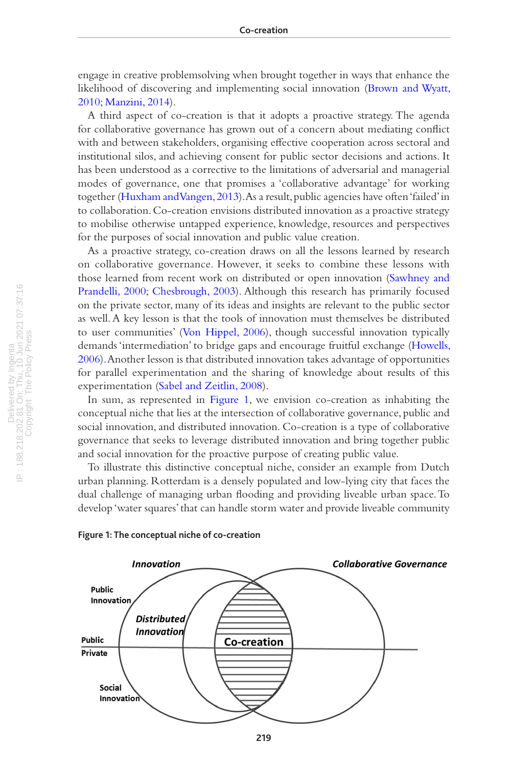engage in creative problemsolving when brought together in ways that enhance the likelihood of discovering and implementing social innovation (Brown and Wyatt, 2010; Manzini, 2014).

A third aspect of co-creation is that it adopts a proactive strategy. The agenda for collaborative governance has grown out of a concern about mediating conflict with and between stakeholders, organising effective cooperation across sectoral and institutional silos, and achieving consent for public sector decisions and actions. It has been understood as a corrective to the limitations of adversarial and managerial modes of governance, one that promises a 'collaborative advantage' for working together (Huxham and Vangen, 2013). As a result, public agencies have often 'failed' in to collaboration. Co-creation envisions distributed innovation as a proactive strategy to mobilise otherwise untapped experience, knowledge, resources and perspectives for the purposes of social innovation and public value creation.

As a proactive strategy, co-creation draws on all the lessons learned by research on collaborative governance. However, it seeks to combine these lessons with those learned from recent work on distributed or open innovation (Sawhney and Prandelli, 2000; Chesbrough, 2003). Although this research has primarily focused on the private sector, many of its ideas and insights are relevant to the public sector as well. A key lesson is that the tools of innovation must themselves be distributed to user communities' (Von Hippel, 2006), though successful innovation typically demands 'intermediation' to bridge gaps and encourage fruitful exchange (Howells, 2006). Another lesson is that distributed innovation takes advantage of opportunities for parallel experimentation and the sharing of knowledge about results of this experimentation (Sabel and Zeitlin, 2008).

In sum, as represented in Figure 1, we envision co-creation as inhabiting the conceptual niche that lies at the intersection of collaborative governance, public and social innovation, and distributed innovation. Co-creation is a type of collaborative governance that seeks to leverage distributed innovation and bring together public and social innovation for the proactive purpose of creating public value.

To illustrate this distinctive conceptual niche, consider an example from Dutch urban planning. Rotterdam is a densely populated and low-lying city that faces the dual challenge of managing urban flooding and providing liveable urban space. To develop 'water squares' that can handle storm water and provide liveable community

**Figure 1: The conceptual niche of co-creation**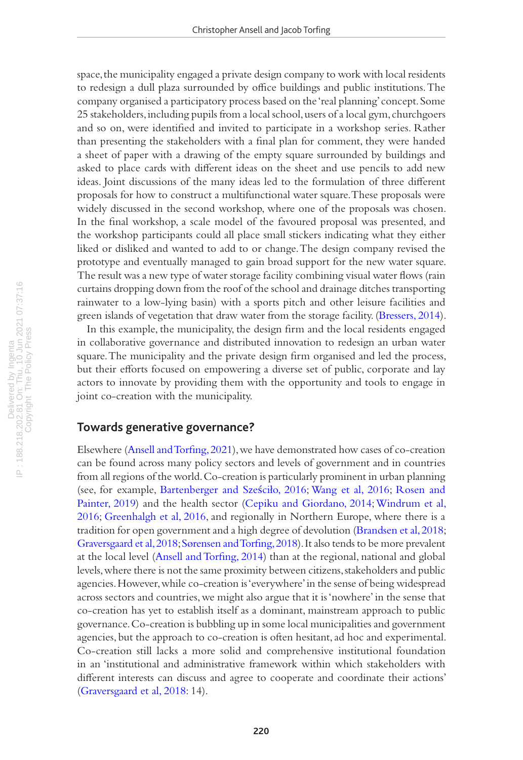space, the municipality engaged a private design company to work with local residents to redesign a dull plaza surrounded by office buildings and public institutions. The company organised a participatory process based on the 'real planning' concept. Some 25 stakeholders, including pupils from a local school, users of a local gym, churchgoers and so on, were identified and invited to participate in a workshop series. Rather than presenting the stakeholders with a final plan for comment, they were handed a sheet of paper with a drawing of the empty square surrounded by buildings and asked to place cards with different ideas on the sheet and use pencils to add new ideas. Joint discussions of the many ideas led to the formulation of three different proposals for how to construct a multifunctional water square. These proposals were widely discussed in the second workshop, where one of the proposals was chosen. In the final workshop, a scale model of the favoured proposal was presented, and the workshop participants could all place small stickers indicating what they either liked or disliked and wanted to add to or change. The design company revised the prototype and eventually managed to gain broad support for the new water square. The result was a new type of water storage facility combining visual water flows (rain curtains dropping down from the roof of the school and drainage ditches transporting rainwater to a low-lying basin) with a sports pitch and other leisure facilities and green islands of vegetation that draw water from the storage facility. (Bressers, 2014).

In this example, the municipality, the design firm and the local residents engaged in collaborative governance and distributed innovation to redesign an urban water square. The municipality and the private design firm organised and led the process, but their efforts focused on empowering a diverse set of public, corporate and lay actors to innovate by providing them with the opportunity and tools to engage in joint co-creation with the municipality.

## Towards generative governance?

Elsewhere (Ansell and Torfing, 2021), we have demonstrated how cases of co-creation can be found across many policy sectors and levels of government and in countries from all regions of the world. Co-creation is particularly prominent in urban planning (see, for example, Bartenberger and Sześciło, 2016; Wang et al, 2016; Rosen and Painter, 2019) and the health sector (Cepiku and Giordano, 2014; Windrum et al, 2016; Greenhalgh et al, 2016, and regionally in Northern Europe, where there is a tradition for open government and a high degree of devolution (Brandsen et al, 2018; Graversgaard et al, 2018; Sørensen and Torfing, 2018). It also tends to be more prevalent at the local level (Ansell and Torfing, 2014) than at the regional, national and global levels, where there is not the same proximity between citizens, stakeholders and public agencies. However, while co-creation is 'everywhere' in the sense of being widespread across sectors and countries, we might also argue that it is 'nowhere' in the sense that co-creation has yet to establish itself as a dominant, mainstream approach to public governance. Co-creation is bubbling up in some local municipalities and government agencies, but the approach to co-creation is often hesitant, ad hoc and experimental. Co-creation still lacks a more solid and comprehensive institutional foundation in an 'institutional and administrative framework within which stakeholders with different interests can discuss and agree to cooperate and coordinate their actions' (Graversgaard et al, 2018: 14).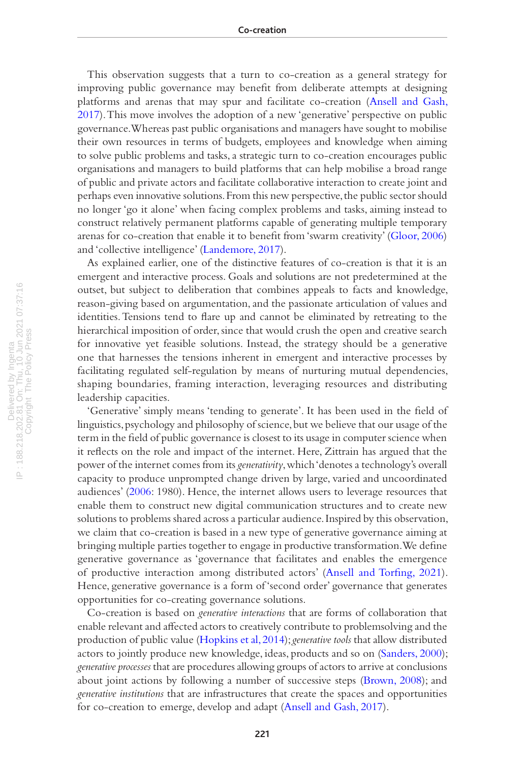This observation suggests that a turn to co-creation as a general strategy for improving public governance may benefit from deliberate attempts at designing platforms and arenas that may spur and facilitate co-creation (Ansell and Gash, 2017). This move involves the adoption of a new 'generative' perspective on public governance. Whereas past public organisations and managers have sought to mobilise their own resources in terms of budgets, employees and knowledge when aiming to solve public problems and tasks, a strategic turn to co-creation encourages public organisations and managers to build platforms that can help mobilise a broad range of public and private actors and facilitate collaborative interaction to create joint and perhaps even innovative solutions. From this new perspective, the public sector should no longer 'go it alone' when facing complex problems and tasks, aiming instead to construct relatively permanent platforms capable of generating multiple temporary arenas for co-creation that enable it to benefit from 'swarm creativity' (Gloor, 2006) and 'collective intelligence' (Landemore, 2017).

As explained earlier, one of the distinctive features of co-creation is that it is an emergent and interactive process. Goals and solutions are not predetermined at the outset, but subject to deliberation that combines appeals to facts and knowledge, reason-giving based on argumentation, and the passionate articulation of values and identities. Tensions tend to flare up and cannot be eliminated by retreating to the hierarchical imposition of order, since that would crush the open and creative search for innovative yet feasible solutions. Instead, the strategy should be a generative one that harnesses the tensions inherent in emergent and interactive processes by facilitating regulated self-regulation by means of nurturing mutual dependencies, shaping boundaries, framing interaction, leveraging resources and distributing leadership capacities.

'Generative' simply means 'tending to generate'. It has been used in the field of linguistics, psychology and philosophy of science, but we believe that our usage of the term in the field of public governance is closest to its usage in computer science when it reflects on the role and impact of the internet. Here, Zittrain has argued that the power of the internet comes from its *generativity*, which 'denotes a technology's overall capacity to produce unprompted change driven by large, varied and uncoordinated audiences' (2006: 1980). Hence, the internet allows users to leverage resources that enable them to construct new digital communication structures and to create new solutions to problems shared across a particular audience. Inspired by this observation, we claim that co-creation is based in a new type of generative governance aiming at bringing multiple parties together to engage in productive transformation. We define generative governance as 'governance that facilitates and enables the emergence of productive interaction among distributed actors' (Ansell and Torfing, 2021). Hence, generative governance is a form of 'second order' governance that generates opportunities for co-creating governance solutions.

Co-creation is based on *generative interactions* that are forms of collaboration that enable relevant and affected actors to creatively contribute to problemsolving and the production of public value (Hopkins et al, 2014); *generative tools* that allow distributed actors to jointly produce new knowledge, ideas, products and so on (Sanders, 2000); *generative processes* that are procedures allowing groups of actors to arrive at conclusions about joint actions by following a number of successive steps (Brown, 2008); and *generative institutions* that are infrastructures that create the spaces and opportunities for co-creation to emerge, develop and adapt (Ansell and Gash, 2017).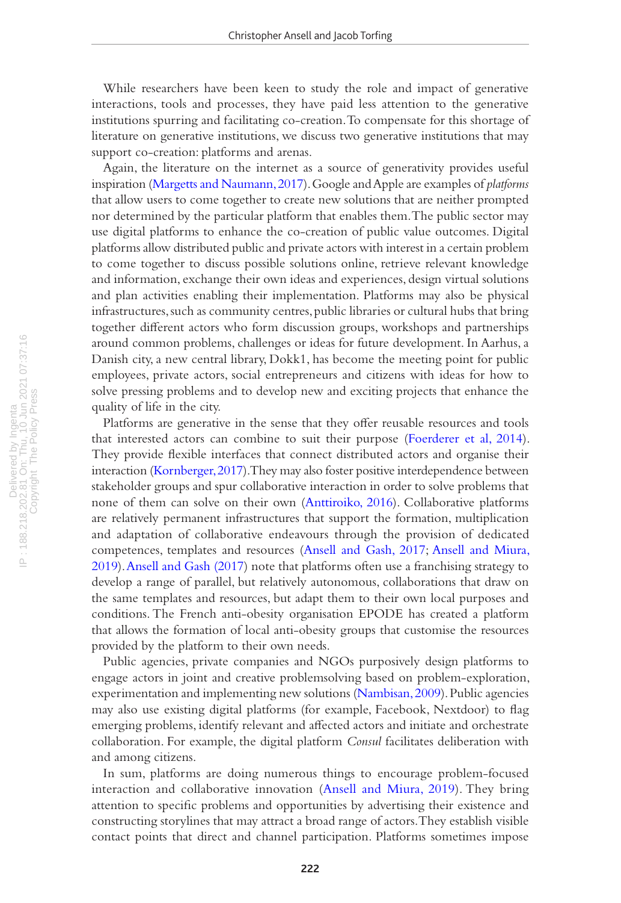While researchers have been keen to study the role and impact of generative interactions, tools and processes, they have paid less attention to the generative institutions spurring and facilitating co-creation. To compensate for this shortage of literature on generative institutions, we discuss two generative institutions that may support co-creation: platforms and arenas.

Again, the literature on the internet as a source of generativity provides useful inspiration (Margetts and Naumann, 2017). Google and Apple are examples of *platforms* that allow users to come together to create new solutions that are neither prompted nor determined by the particular platform that enables them. The public sector may use digital platforms to enhance the co-creation of public value outcomes. Digital platforms allow distributed public and private actors with interest in a certain problem to come together to discuss possible solutions online, retrieve relevant knowledge and information, exchange their own ideas and experiences, design virtual solutions and plan activities enabling their implementation. Platforms may also be physical infrastructures, such as community centres, public libraries or cultural hubs that bring together different actors who form discussion groups, workshops and partnerships around common problems, challenges or ideas for future development. In Aarhus, a Danish city, a new central library, Dokk1, has become the meeting point for public employees, private actors, social entrepreneurs and citizens with ideas for how to solve pressing problems and to develop new and exciting projects that enhance the quality of life in the city.

Platforms are generative in the sense that they offer reusable resources and tools that interested actors can combine to suit their purpose (Foerderer et al, 2014). They provide flexible interfaces that connect distributed actors and organise their interaction (Kornberger, 2017). They may also foster positive interdependence between stakeholder groups and spur collaborative interaction in order to solve problems that none of them can solve on their own (Anttiroiko, 2016). Collaborative platforms are relatively permanent infrastructures that support the formation, multiplication and adaptation of collaborative endeavours through the provision of dedicated competences, templates and resources (Ansell and Gash, 2017; Ansell and Miura, 2019). Ansell and Gash (2017) note that platforms often use a franchising strategy to develop a range of parallel, but relatively autonomous, collaborations that draw on the same templates and resources, but adapt them to their own local purposes and conditions. The French anti-obesity organisation EPODE has created a platform that allows the formation of local anti-obesity groups that customise the resources provided by the platform to their own needs.

Public agencies, private companies and NGOs purposively design platforms to engage actors in joint and creative problemsolving based on problem-exploration, experimentation and implementing new solutions (Nambisan, 2009). Public agencies may also use existing digital platforms (for example, Facebook, Nextdoor) to flag emerging problems, identify relevant and affected actors and initiate and orchestrate collaboration. For example, the digital platform *Consul* facilitates deliberation with and among citizens.

In sum, platforms are doing numerous things to encourage problem-focused interaction and collaborative innovation (Ansell and Miura, 2019). They bring attention to specific problems and opportunities by advertising their existence and constructing storylines that may attract a broad range of actors. They establish visible contact points that direct and channel participation. Platforms sometimes impose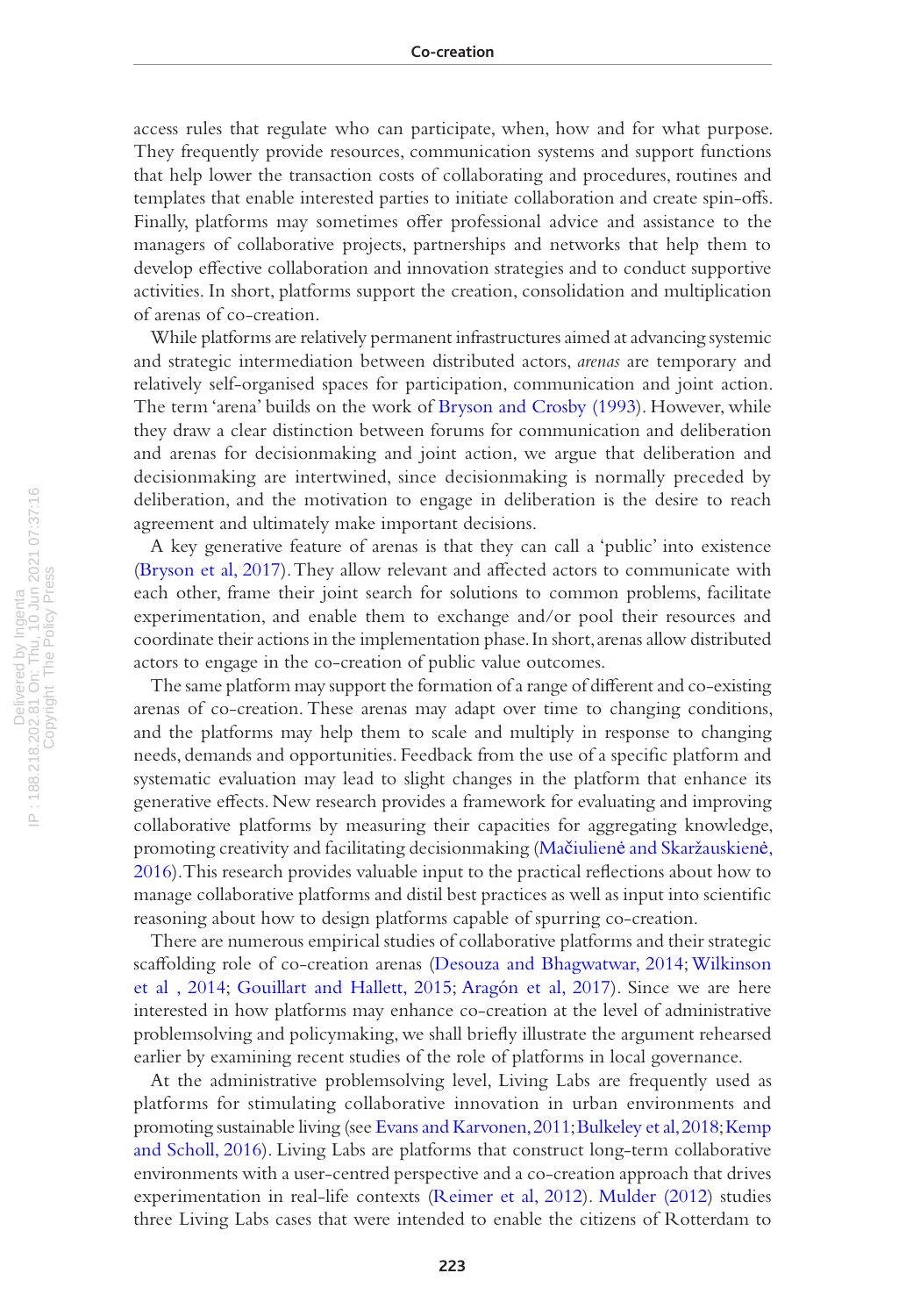access rules that regulate who can participate, when, how and for what purpose. They frequently provide resources, communication systems and support functions that help lower the transaction costs of collaborating and procedures, routines and templates that enable interested parties to initiate collaboration and create spin-offs. Finally, platforms may sometimes offer professional advice and assistance to the managers of collaborative projects, partnerships and networks that help them to develop effective collaboration and innovation strategies and to conduct supportive activities. In short, platforms support the creation, consolidation and multiplication of arenas of co-creation.

While platforms are relatively permanent infrastructures aimed at advancing systemic and strategic intermediation between distributed actors, *arenas* are temporary and relatively self-organised spaces for participation, communication and joint action. The term 'arena' builds on the work of Bryson and Crosby (1993). However, while they draw a clear distinction between forums for communication and deliberation and arenas for decisionmaking and joint action, we argue that deliberation and decisionmaking are intertwined, since decisionmaking is normally preceded by deliberation, and the motivation to engage in deliberation is the desire to reach agreement and ultimately make important decisions.

A key generative feature of arenas is that they can call a 'public' into existence (Bryson et al, 2017). They allow relevant and affected actors to communicate with each other, frame their joint search for solutions to common problems, facilitate experimentation, and enable them to exchange and/or pool their resources and coordinate their actions in the implementation phase. In short, arenas allow distributed actors to engage in the co-creation of public value outcomes.

The same platform may support the formation of a range of different and co-existing arenas of co-creation. These arenas may adapt over time to changing conditions, and the platforms may help them to scale and multiply in response to changing needs, demands and opportunities. Feedback from the use of a specific platform and systematic evaluation may lead to slight changes in the platform that enhance its generative effects. New research provides a framework for evaluating and improving collaborative platforms by measuring their capacities for aggregating knowledge, promoting creativity and facilitating decisionmaking (Mačiulienė and Skaržauskienė, 2016). This research provides valuable input to the practical reflections about how to manage collaborative platforms and distil best practices as well as input into scientific reasoning about how to design platforms capable of spurring co-creation.

There are numerous empirical studies of collaborative platforms and their strategic scaffolding role of co-creation arenas (Desouza and Bhagwatwar, 2014; Wilkinson et al , 2014; Gouillart and Hallett, 2015; Aragón et al, 2017). Since we are here interested in how platforms may enhance co-creation at the level of administrative problemsolving and policymaking, we shall briefly illustrate the argument rehearsed earlier by examining recent studies of the role of platforms in local governance.

At the administrative problemsolving level, Living Labs are frequently used as platforms for stimulating collaborative innovation in urban environments and promoting sustainable living (see Evans and Karvonen, 2011; Bulkeley et al, 2018; Kemp and Scholl, 2016). Living Labs are platforms that construct long-term collaborative environments with a user-centred perspective and a co-creation approach that drives experimentation in real-life contexts (Reimer et al, 2012). Mulder (2012) studies three Living Labs cases that were intended to enable the citizens of Rotterdam to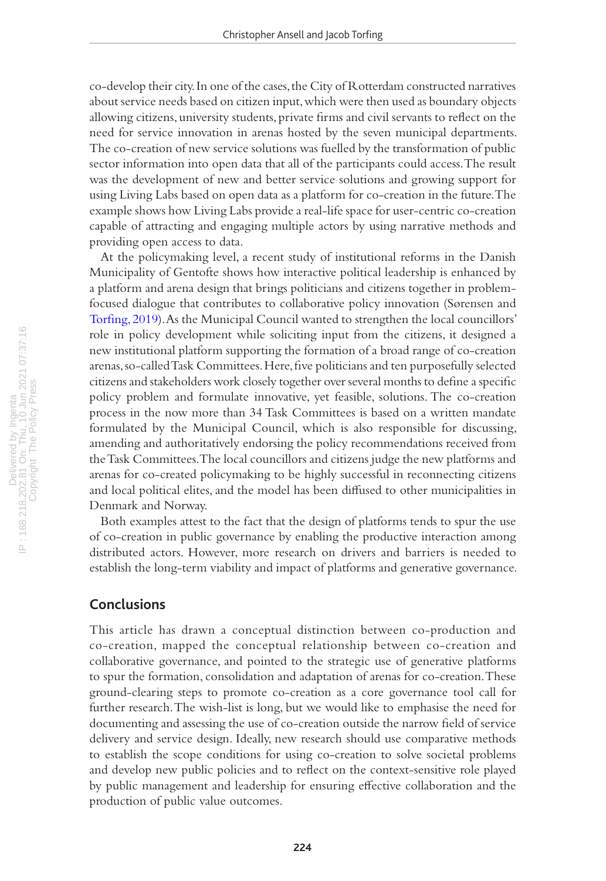co-develop their city. In one of the cases, the City of Rotterdam constructed narratives about service needs based on citizen input, which were then used as boundary objects allowing citizens, university students, private firms and civil servants to reflect on the need for service innovation in arenas hosted by the seven municipal departments. The co-creation of new service solutions was fuelled by the transformation of public sector information into open data that all of the participants could access. The result was the development of new and better service solutions and growing support for using Living Labs based on open data as a platform for co-creation in the future. The example shows how Living Labs provide a real-life space for user-centric co-creation capable of attracting and engaging multiple actors by using narrative methods and providing open access to data.

At the policymaking level, a recent study of institutional reforms in the Danish Municipality of Gentofte shows how interactive political leadership is enhanced by a platform and arena design that brings politicians and citizens together in problem-focused dialogue that contributes to collaborative policy innovation (Sørensen and Torfing, 2019). As the Municipal Council wanted to strengthen the local councillors' role in policy development while soliciting input from the citizens, it designed a new institutional platform supporting the formation of a broad range of co-creation arenas, so-called Task Committees. Here, five politicians and ten purposefully selected citizens and stakeholders work closely together over several months to define a specific policy problem and formulate innovative, yet feasible, solutions. The co-creation process in the now more than 34 Task Committees is based on a written mandate formulated by the Municipal Council, which is also responsible for discussing, amending and authoritatively endorsing the policy recommendations received from the Task Committees. The local councillors and citizens judge the new platforms and arenas for co-created policymaking to be highly successful in reconnecting citizens and local political elites, and the model has been diffused to other municipalities in Denmark and Norway.

Both examples attest to the fact that the design of platforms tends to spur the use of co-creation in public governance by enabling the productive interaction among distributed actors. However, more research on drivers and barriers is needed to establish the long-term viability and impact of platforms and generative governance.

## Conclusions

This article has drawn a conceptual distinction between co-production and co-creation, mapped the conceptual relationship between co-creation and collaborative governance, and pointed to the strategic use of generative platforms to spur the formation, consolidation and adaptation of arenas for co-creation. These ground-clearing steps to promote co-creation as a core governance tool call for further research. The wish-list is long, but we would like to emphasise the need for documenting and assessing the use of co-creation outside the narrow field of service delivery and service design. Ideally, new research should use comparative methods to establish the scope conditions for using co-creation to solve societal problems and develop new public policies and to reflect on the context-sensitive role played by public management and leadership for ensuring effective collaboration and the production of public value outcomes.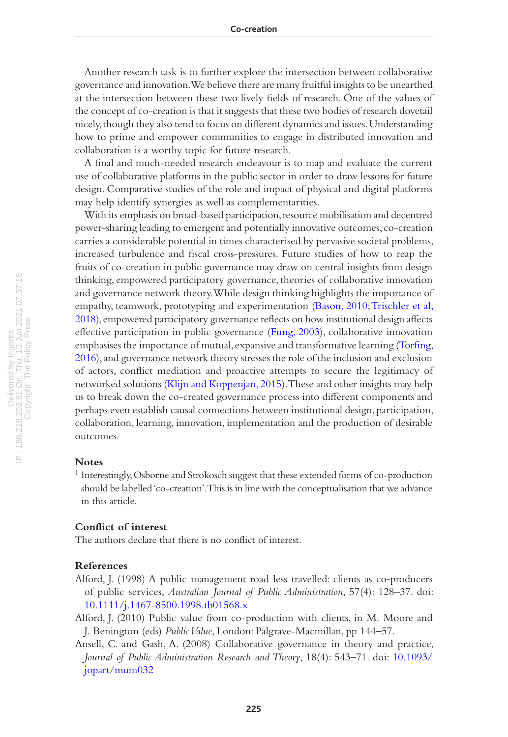Another research task is to further explore the intersection between collaborative governance and innovation. We believe there are many fruitful insights to be unearthed at the intersection between these two lively fields of research. One of the values of the concept of co-creation is that it suggests that these two bodies of research dovetail nicely, though they also tend to focus on different dynamics and issues. Understanding how to prime and empower communities to engage in distributed innovation and collaboration is a worthy topic for future research.

A final and much-needed research endeavour is to map and evaluate the current use of collaborative platforms in the public sector in order to draw lessons for future design. Comparative studies of the role and impact of physical and digital platforms may help identify synergies as well as complementarities.

With its emphasis on broad-based participation, resource mobilisation and decentred power-sharing leading to emergent and potentially innovative outcomes, co-creation carries a considerable potential in times characterised by pervasive societal problems, increased turbulence and fiscal cross-pressures. Future studies of how to reap the fruits of co-creation in public governance may draw on central insights from design thinking, empowered participatory governance, theories of collaborative innovation and governance network theory. While design thinking highlights the importance of empathy, teamwork, prototyping and experimentation (Bason, 2010; Trischler et al, 2018), empowered participatory governance reflects on how institutional design affects effective participation in public governance (Fung, 2003), collaborative innovation emphasises the importance of mutual, expansive and transformative learning (Torfing, 2016), and governance network theory stresses the role of the inclusion and exclusion of actors, conflict mediation and proactive attempts to secure the legitimacy of networked solutions (Klijn and Koppenjan, 2015). These and other insights may help us to break down the co-created governance process into different components and perhaps even establish causal connections between institutional design, participation, collaboration, learning, innovation, implementation and the production of desirable outcomes.

## Notes

[1] Interestingly, Osborne and Strokosch suggest that these extended forms of co-production should be labelled 'co-creation'. This is in line with the conceptualisation that we advance in this article.

## Conflict of interest

The authors declare that there is no conflict of interest.

## References

Alford, J. (1998) A public management road less travelled: clients as co-producers of public services, *Australian Journal of Public Administration*, 57(4): 128–37. doi: 10.1111/j.1467-8500.1998.tb01568.x

Alford, J. (2010) Public value from co-production with clients, in M. Moore and J. Benington (eds) *Public Value*, London: Palgrave-Macmillan, pp 144–57.

Ansell, C. and Gash, A. (2008) Collaborative governance in theory and practice, *Journal of Public Administration Research and Theory*, 18(4): 543–71. doi: 10.1093/jopart/mum032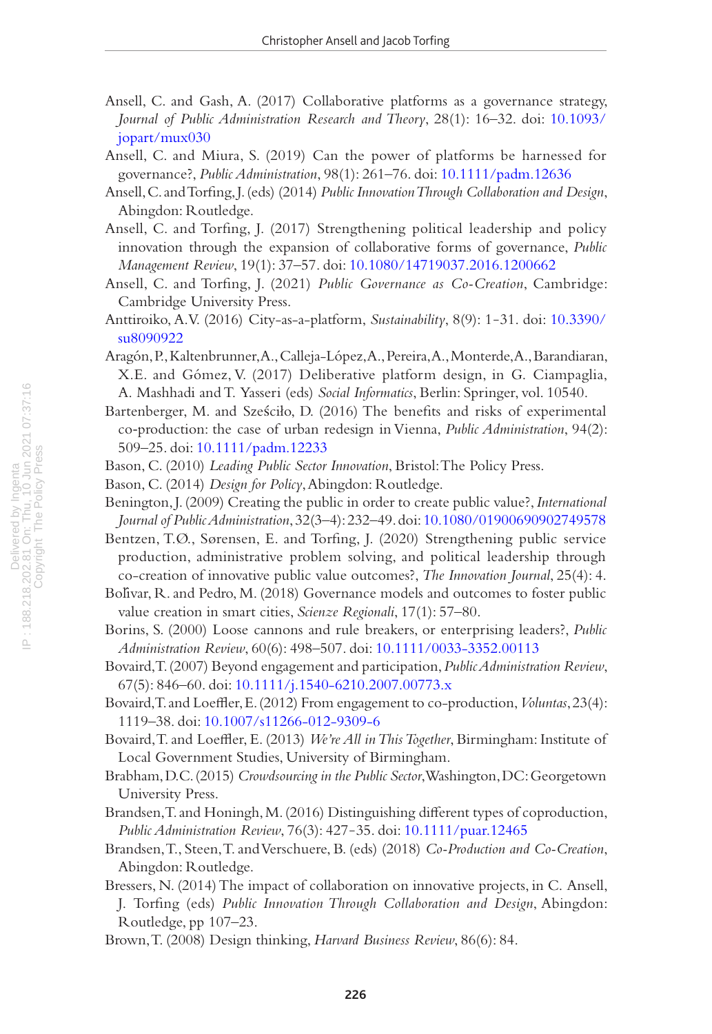Ansell, C. and Gash, A. (2017) Collaborative platforms as a governance strategy, *Journal of Public Administration Research and Theory*, 28(1): 16–32. doi: 10.1093/jopart/mux030

Ansell, C. and Miura, S. (2019) Can the power of platforms be harnessed for governance?, *Public Administration*, 98(1): 261–76. doi: 10.1111/padm.12636

Ansell, C. and Torfing, J. (eds) (2014) *Public Innovation Through Collaboration and Design*, Abingdon: Routledge.

Ansell, C. and Torfing, J. (2017) Strengthening political leadership and policy innovation through the expansion of collaborative forms of governance, *Public Management Review*, 19(1): 37–57. doi: 10.1080/14719037.2016.1200662

Ansell, C. and Torfing, J. (2021) *Public Governance as Co-Creation*, Cambridge: Cambridge University Press.

Anttiroiko, A.V. (2016) City-as-a-platform, *Sustainability*, 8(9): 1-31. doi: 10.3390/su8090922

Aragón, P., Kaltenbrunner, A., Calleja-López, A., Pereira, A., Monterde, A., Barandiaran, X.E. and Gómez, V. (2017) Deliberative platform design, in G. Ciampaglia, A. Mashhadi and T. Yasseri (eds) *Social Informatics*, Berlin: Springer, vol. 10540.

Bartenberger, M. and Sześciło, D. (2016) The benefits and risks of experimental co-production: the case of urban redesign in Vienna, *Public Administration*, 94(2): 509–25. doi: 10.1111/padm.12233

Bason, C. (2010) *Leading Public Sector Innovation*, Bristol: The Policy Press.

Bason, C. (2014) *Design for Policy*, Abingdon: Routledge.

Benington, J. (2009) Creating the public in order to create public value?, *International Journal of Public Administration*, 32(3–4): 232–49. doi: 10.1080/01900690902749578

Bentzen, T.Ø., Sørensen, E. and Torfing, J. (2020) Strengthening public service production, administrative problem solving, and political leadership through co-creation of innovative public value outcomes?, *The Innovation Journal*, 25(4): 4.

Bolívar, R. and Pedro, M. (2018) Governance models and outcomes to foster public value creation in smart cities, *Scienze Regionali*, 17(1): 57–80.

Borins, S. (2000) Loose cannons and rule breakers, or enterprising leaders?, *Public Administration Review*, 60(6): 498–507. doi: 10.1111/0033-3352.00113

Bovaird, T. (2007) Beyond engagement and participation, *Public Administration Review*, 67(5): 846–60. doi: 10.1111/j.1540-6210.2007.00773.x

Bovaird, T. and Loeffler, E. (2012) From engagement to co-production, *Voluntas*, 23(4): 1119–38. doi: 10.1007/s11266-012-9309-6

Bovaird, T. and Loeffler, E. (2013) *We're All in This Together*, Birmingham: Institute of Local Government Studies, University of Birmingham.

Brabham, D.C. (2015) *Crowdsourcing in the Public Sector*, Washington, DC: Georgetown University Press.

Brandsen, T. and Honingh, M. (2016) Distinguishing different types of coproduction, *Public Administration Review*, 76(3): 427-35. doi: 10.1111/puar.12465

Brandsen, T., Steen, T. and Verschuere, B. (eds) (2018) *Co-Production and Co-Creation*, Abingdon: Routledge.

Bressers, N. (2014) The impact of collaboration on innovative projects, in C. Ansell, J. Torfing (eds) *Public Innovation Through Collaboration and Design*, Abingdon: Routledge, pp 107–23.

Brown, T. (2008) Design thinking, *Harvard Business Review*, 86(6): 84.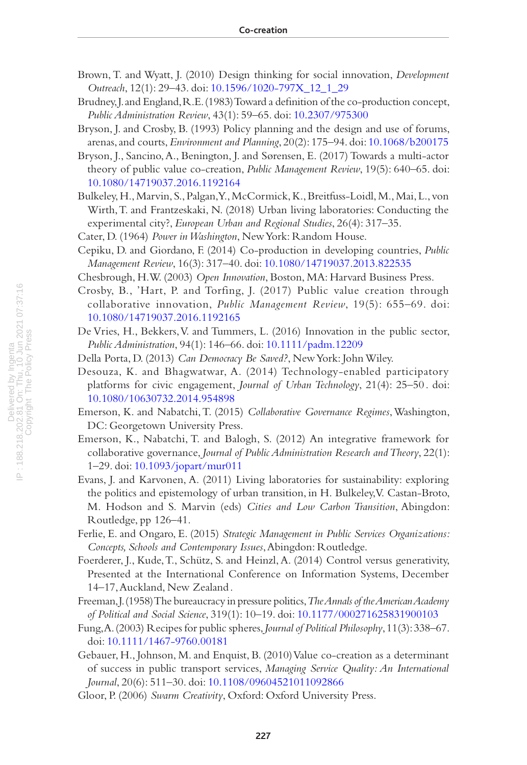Brown, T. and Wyatt, J. (2010) Design thinking for social innovation, *Development Outreach*, 12(1): 29–43. doi: 10.1596/1020-797X_12_1_29

Brudney, J. and England, R.E. (1983) Toward a definition of the co-production concept, *Public Administration Review*, 43(1): 59–65. doi: 10.2307/975300

Bryson, J. and Crosby, B. (1993) Policy planning and the design and use of forums, arenas, and courts, *Environment and Planning*, 20(2): 175–94. doi: 10.1068/b200175

Bryson, J., Sancino, A., Benington, J. and Sørensen, E. (2017) Towards a multi-actor theory of public value co-creation, *Public Management Review*, 19(5): 640–65. doi: 10.1080/14719037.2016.1192164

Bulkeley, H., Marvin, S., Palgan, Y., McCormick, K., Breitfuss-Loidl, M., Mai, L., von Wirth, T. and Frantzeskaki, N. (2018) Urban living laboratories: Conducting the experimental city?, *European Urban and Regional Studies*, 26(4): 317–35.

Cater, D. (1964) *Power in Washington*, New York: Random House.

Cepiku, D. and Giordano, F. (2014) Co-production in developing countries, *Public Management Review*, 16(3): 317–40. doi: 10.1080/14719037.2013.822535

Chesbrough, H.W. (2003) *Open Innovation*, Boston, MA: Harvard Business Press.

Crosby, B., 'Hart, P. and Torfing, J. (2017) Public value creation through collaborative innovation, *Public Management Review*, 19(5): 655–69. doi: 10.1080/14719037.2016.1192165

De Vries, H., Bekkers, V. and Tummers, L. (2016) Innovation in the public sector, *Public Administration*, 94(1): 146–66. doi: 10.1111/padm.12209

Della Porta, D. (2013) *Can Democracy Be Saved?*, New York: John Wiley.

Desouza, K. and Bhagwatwar, A. (2014) Technology-enabled participatory platforms for civic engagement, *Journal of Urban Technology*, 21(4): 25–50. doi: 10.1080/10630732.2014.954898

Emerson, K. and Nabatchi, T. (2015) *Collaborative Governance Regimes*, Washington, DC: Georgetown University Press.

Emerson, K., Nabatchi, T. and Balogh, S. (2012) An integrative framework for collaborative governance, *Journal of Public Administration Research and Theory*, 22(1): 1–29. doi: 10.1093/jopart/mur011

Evans, J. and Karvonen, A. (2011) Living laboratories for sustainability: exploring the politics and epistemology of urban transition, in H. Bulkeley, V. Castan-Broto, M. Hodson and S. Marvin (eds) *Cities and Low Carbon Transition*, Abingdon: Routledge, pp 126–41.

Ferlie, E. and Ongaro, E. (2015) *Strategic Management in Public Services Organizations: Concepts, Schools and Contemporary Issues*, Abingdon: Routledge.

Foerderer, J., Kude, T., Schütz, S. and Heinzl, A. (2014) Control versus generativity, Presented at the International Conference on Information Systems, December 14–17, Auckland, New Zealand.

Freeman, J. (1958) The bureaucracy in pressure politics, *The Annals of the American Academy of Political and Social Science*, 319(1): 10–19. doi: 10.1177/000271625831900103

Fung, A. (2003) Recipes for public spheres, *Journal of Political Philosophy*, 11(3): 338–67. doi: 10.1111/1467-9760.00181

Gebauer, H., Johnson, M. and Enquist, B. (2010) Value co-creation as a determinant of success in public transport services, *Managing Service Quality: An International Journal*, 20(6): 511–30. doi: 10.1108/09604521011092866

Gloor, P. (2006) *Swarm Creativity*, Oxford: Oxford University Press.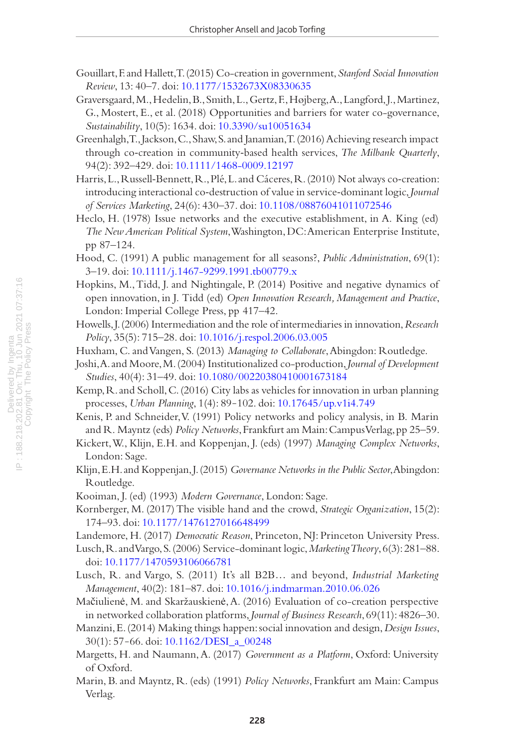Gouillart, F. and Hallett, T. (2015) Co-creation in government, *Stanford Social Innovation Review*, 13: 40–7. doi: 10.1177/1532673X08330635

Graversgaard, M., Hedelin, B., Smith, L., Gertz, F., Højberg, A., Langford, J., Martinez, G., Mostert, E., et al. (2018) Opportunities and barriers for water co-governance, *Sustainability*, 10(5): 1634. doi: 10.3390/su10051634

Greenhalgh, T., Jackson, C., Shaw, S. and Janamian, T. (2016) Achieving research impact through co-creation in community-based health services, *The Milbank Quarterly*, 94(2): 392–429. doi: 10.1111/1468-0009.12197

Harris, L., Russell-Bennett, R., Plé, L. and Cáceres, R. (2010) Not always co-creation: introducing interactional co-destruction of value in service-dominant logic, *Journal of Services Marketing*, 24(6): 430–37. doi: 10.1108/08876041011072546

Heclo, H. (1978) Issue networks and the executive establishment, in A. King (ed) *The New American Political System*, Washington, DC: American Enterprise Institute, pp 87–124.

Hood, C. (1991) A public management for all seasons?, *Public Administration*, 69(1): 3–19. doi: 10.1111/j.1467-9299.1991.tb00779.x

Hopkins, M., Tidd, J. and Nightingale, P. (2014) Positive and negative dynamics of open innovation, in J. Tidd (ed) *Open Innovation Research, Management and Practice*, London: Imperial College Press, pp 417–42.

Howells, J. (2006) Intermediation and the role of intermediaries in innovation, *Research Policy*, 35(5): 715–28. doi: 10.1016/j.respol.2006.03.005

Huxham, C. and Vangen, S. (2013) *Managing to Collaborate*, Abingdon: Routledge.

Joshi, A. and Moore, M. (2004) Institutionalized co-production, *Journal of Development Studies*, 40(4): 31–49. doi: 10.1080/00220380410001673184

Kemp, R. and Scholl, C. (2016) City labs as vehicles for innovation in urban planning processes, *Urban Planning*, 1(4): 89-102. doi: 10.17645/up.v1i4.749

Kenis, P. and Schneider, V. (1991) Policy networks and policy analysis, in B. Marin and R. Mayntz (eds) *Policy Networks*, Frankfurt am Main: Campus Verlag, pp 25–59.

Kickert, W., Klijn, E.H. and Koppenjan, J. (eds) (1997) *Managing Complex Networks*, London: Sage.

Klijn, E.H. and Koppenjan, J. (2015) *Governance Networks in the Public Sector*, Abingdon: Routledge.

Kooiman, J. (ed) (1993) *Modern Governance*, London: Sage.

Kornberger, M. (2017) The visible hand and the crowd, *Strategic Organization*, 15(2): 174–93. doi: 10.1177/1476127016648499

Landemore, H. (2017) *Democratic Reason*, Princeton, NJ: Princeton University Press.

Lusch, R. and Vargo, S. (2006) Service-dominant logic, *Marketing Theory*, 6(3): 281–88. doi: 10.1177/1470593106066781

Lusch, R. and Vargo, S. (2011) It's all B2B… and beyond, *Industrial Marketing Management*, 40(2): 181–87. doi: 10.1016/j.indmarman.2010.06.026

Mačiulienė, M. and Skaržauskienė, A. (2016) Evaluation of co-creation perspective in networked collaboration platforms, *Journal of Business Research*, 69(11): 4826–30.

Manzini, E. (2014) Making things happen: social innovation and design, *Design Issues*, 30(1): 57-66. doi: 10.1162/DESI_a_00248

Margetts, H. and Naumann, A. (2017) *Government as a Platform*, Oxford: University of Oxford.

Marin, B. and Mayntz, R. (eds) (1991) *Policy Networks*, Frankfurt am Main: Campus Verlag.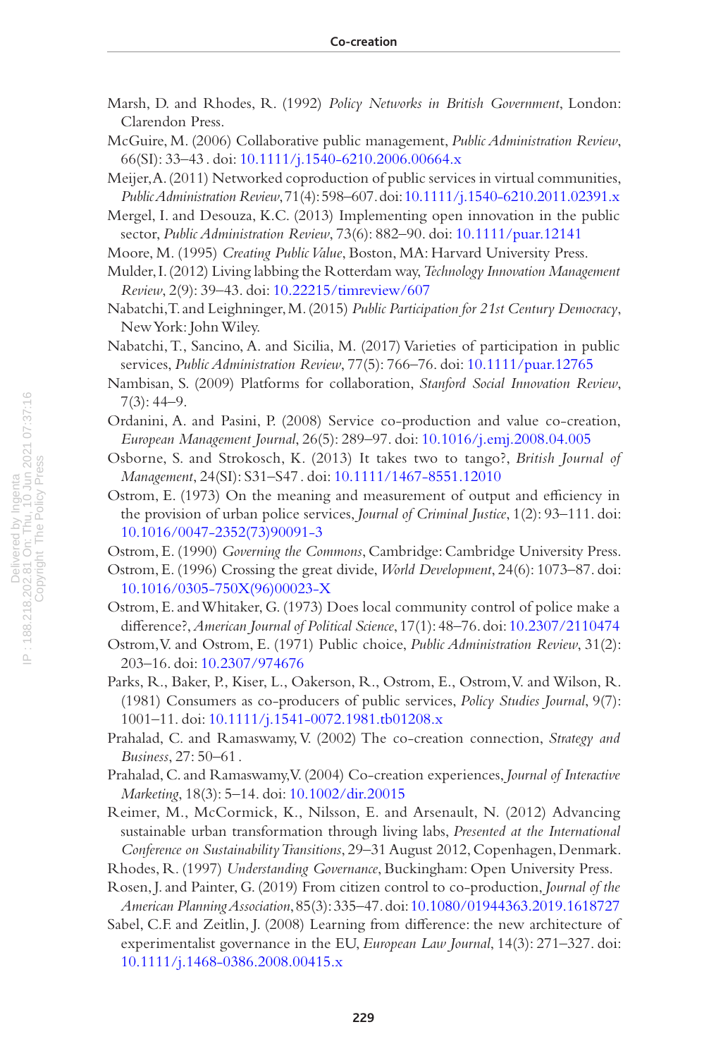Marsh, D. and Rhodes, R. (1992) *Policy Networks in British Government*, London: Clarendon Press.

McGuire, M. (2006) Collaborative public management, *Public Administration Review*, 66(SI): 33–43 . doi: 10.1111/j.1540-6210.2006.00664.x

Meijer, A. (2011) Networked coproduction of public services in virtual communities, *Public Administration Review*, 71(4): 598–607. doi: 10.1111/j.1540-6210.2011.02391.x

Mergel, I. and Desouza, K.C. (2013) Implementing open innovation in the public sector, *Public Administration Review*, 73(6): 882–90. doi: 10.1111/puar.12141

Moore, M. (1995) *Creating Public Value*, Boston, MA: Harvard University Press.

Mulder, I. (2012) Living labbing the Rotterdam way, *Technology Innovation Management Review*, 2(9): 39–43. doi: 10.22215/timreview/607

Nabatchi, T. and Leighninger, M. (2015) *Public Participation for 21st Century Democracy*, New York: John Wiley.

Nabatchi, T., Sancino, A. and Sicilia, M. (2017) Varieties of participation in public services, *Public Administration Review*, 77(5): 766–76. doi: 10.1111/puar.12765

Nambisan, S. (2009) Platforms for collaboration, *Stanford Social Innovation Review*, 7(3): 44–9.

Ordanini, A. and Pasini, P. (2008) Service co-production and value co-creation, *European Management Journal*, 26(5): 289–97. doi: 10.1016/j.emj.2008.04.005

Osborne, S. and Strokosch, K. (2013) It takes two to tango?, *British Journal of Management*, 24(SI): S31–S47 . doi: 10.1111/1467-8551.12010

Ostrom, E. (1973) On the meaning and measurement of output and efficiency in the provision of urban police services, *Journal of Criminal Justice*, 1(2): 93–111. doi: 10.1016/0047-2352(73)90091-3

Ostrom, E. (1990) *Governing the Commons*, Cambridge: Cambridge University Press.

Ostrom, E. (1996) Crossing the great divide, *World Development*, 24(6): 1073–87. doi: 10.1016/0305-750X(96)00023-X

Ostrom, E. and Whitaker, G. (1973) Does local community control of police make a difference?, *American Journal of Political Science*, 17(1): 48–76. doi: 10.2307/2110474

Ostrom, V. and Ostrom, E. (1971) Public choice, *Public Administration Review*, 31(2): 203–16. doi: 10.2307/974676

Parks, R., Baker, P., Kiser, L., Oakerson, R., Ostrom, E., Ostrom, V. and Wilson, R. (1981) Consumers as co-producers of public services, *Policy Studies Journal*, 9(7): 1001–11. doi: 10.1111/j.1541-0072.1981.tb01208.x

Prahalad, C. and Ramaswamy, V. (2002) The co-creation connection, *Strategy and Business*, 27: 50–61 .

Prahalad, C. and Ramaswamy, V. (2004) Co-creation experiences, *Journal of Interactive Marketing*, 18(3): 5–14. doi: 10.1002/dir.20015

Reimer, M., McCormick, K., Nilsson, E. and Arsenault, N. (2012) Advancing sustainable urban transformation through living labs, *Presented at the International Conference on Sustainability Transitions*, 29–31 August 2012, Copenhagen, Denmark.

Rhodes, R. (1997) *Understanding Governance*, Buckingham: Open University Press.

Rosen, J. and Painter, G. (2019) From citizen control to co-production, *Journal of the American Planning Association*, 85(3): 335–47. doi: 10.1080/01944363.2019.1618727

Sabel, C.F. and Zeitlin, J. (2008) Learning from difference: the new architecture of experimentalist governance in the EU, *European Law Journal*, 14(3): 271–327. doi: 10.1111/j.1468-0386.2008.00415.x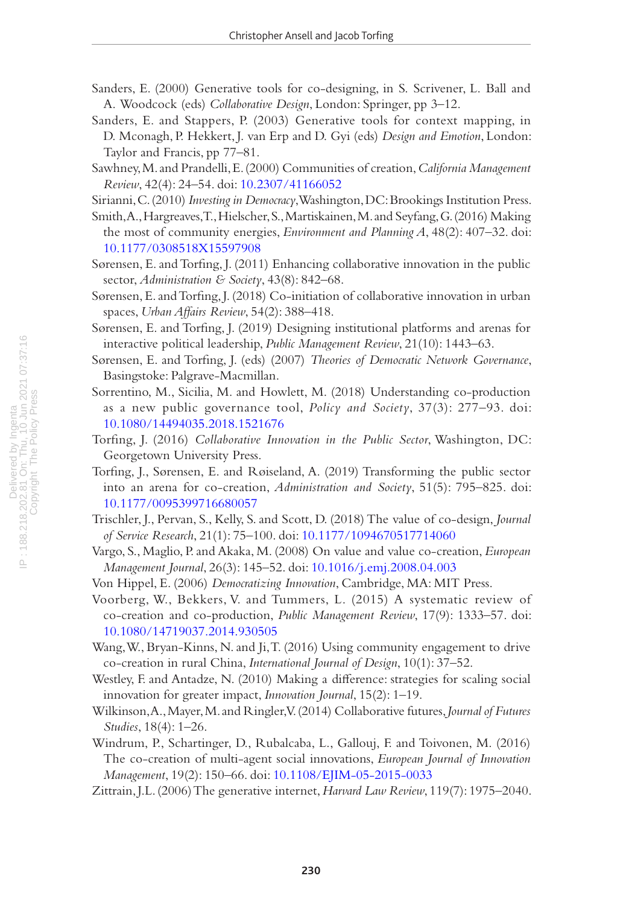Sanders, E. (2000) Generative tools for co-designing, in S. Scrivener, L. Ball and A. Woodcock (eds) *Collaborative Design*, London: Springer, pp 3–12.

Sanders, E. and Stappers, P. (2003) Generative tools for context mapping, in D. Mconagh, P. Hekkert, J. van Erp and D. Gyi (eds) *Design and Emotion*, London: Taylor and Francis, pp 77–81.

Sawhney, M. and Prandelli, E. (2000) Communities of creation, *California Management Review*, 42(4): 24–54. doi: 10.2307/41166052

Sirianni, C. (2010) *Investing in Democracy*, Washington, DC: Brookings Institution Press.

Smith, A., Hargreaves, T., Hielscher, S., Martiskainen, M. and Seyfang, G. (2016) Making the most of community energies, *Environment and Planning A*, 48(2): 407–32. doi: 10.1177/0308518X15597908

Sørensen, E. and Torfing, J. (2011) Enhancing collaborative innovation in the public sector, *Administration & Society*, 43(8): 842–68.

Sørensen, E. and Torfing, J. (2018) Co-initiation of collaborative innovation in urban spaces, *Urban Affairs Review*, 54(2): 388–418.

Sørensen, E. and Torfing, J. (2019) Designing institutional platforms and arenas for interactive political leadership, *Public Management Review*, 21(10): 1443–63.

Sørensen, E. and Torfing, J. (eds) (2007) *Theories of Democratic Network Governance*, Basingstoke: Palgrave-Macmillan.

Sorrentino, M., Sicilia, M. and Howlett, M. (2018) Understanding co-production as a new public governance tool, *Policy and Society*, 37(3): 277–93. doi: 10.1080/14494035.2018.1521676

Torfing, J. (2016) *Collaborative Innovation in the Public Sector*, Washington, DC: Georgetown University Press.

Torfing, J., Sørensen, E. and Røiseland, A. (2019) Transforming the public sector into an arena for co-creation, *Administration and Society*, 51(5): 795–825. doi: 10.1177/0095399716680057

Trischler, J., Pervan, S., Kelly, S. and Scott, D. (2018) The value of co-design, *Journal of Service Research*, 21(1): 75–100. doi: 10.1177/1094670517714060

Vargo, S., Maglio, P. and Akaka, M. (2008) On value and value co-creation, *European Management Journal*, 26(3): 145–52. doi: 10.1016/j.emj.2008.04.003

Von Hippel, E. (2006) *Democratizing Innovation*, Cambridge, MA: MIT Press.

Voorberg, W., Bekkers, V. and Tummers, L. (2015) A systematic review of co-creation and co-production, *Public Management Review*, 17(9): 1333–57. doi: 10.1080/14719037.2014.930505

Wang, W., Bryan-Kinns, N. and Ji, T. (2016) Using community engagement to drive co-creation in rural China, *International Journal of Design*, 10(1): 37–52.

Westley, F. and Antadze, N. (2010) Making a difference: strategies for scaling social innovation for greater impact, *Innovation Journal*, 15(2): 1–19.

Wilkinson, A., Mayer, M. and Ringler, V. (2014) Collaborative futures, *Journal of Futures Studies*, 18(4): 1–26.

Windrum, P., Schartinger, D., Rubalcaba, L., Gallouj, F. and Toivonen, M. (2016) The co-creation of multi-agent social innovations, *European Journal of Innovation Management*, 19(2): 150–66. doi: 10.1108/EJIM-05-2015-0033

Zittrain, J.L. (2006) The generative internet, *Harvard Law Review*, 119(7): 1975–2040.